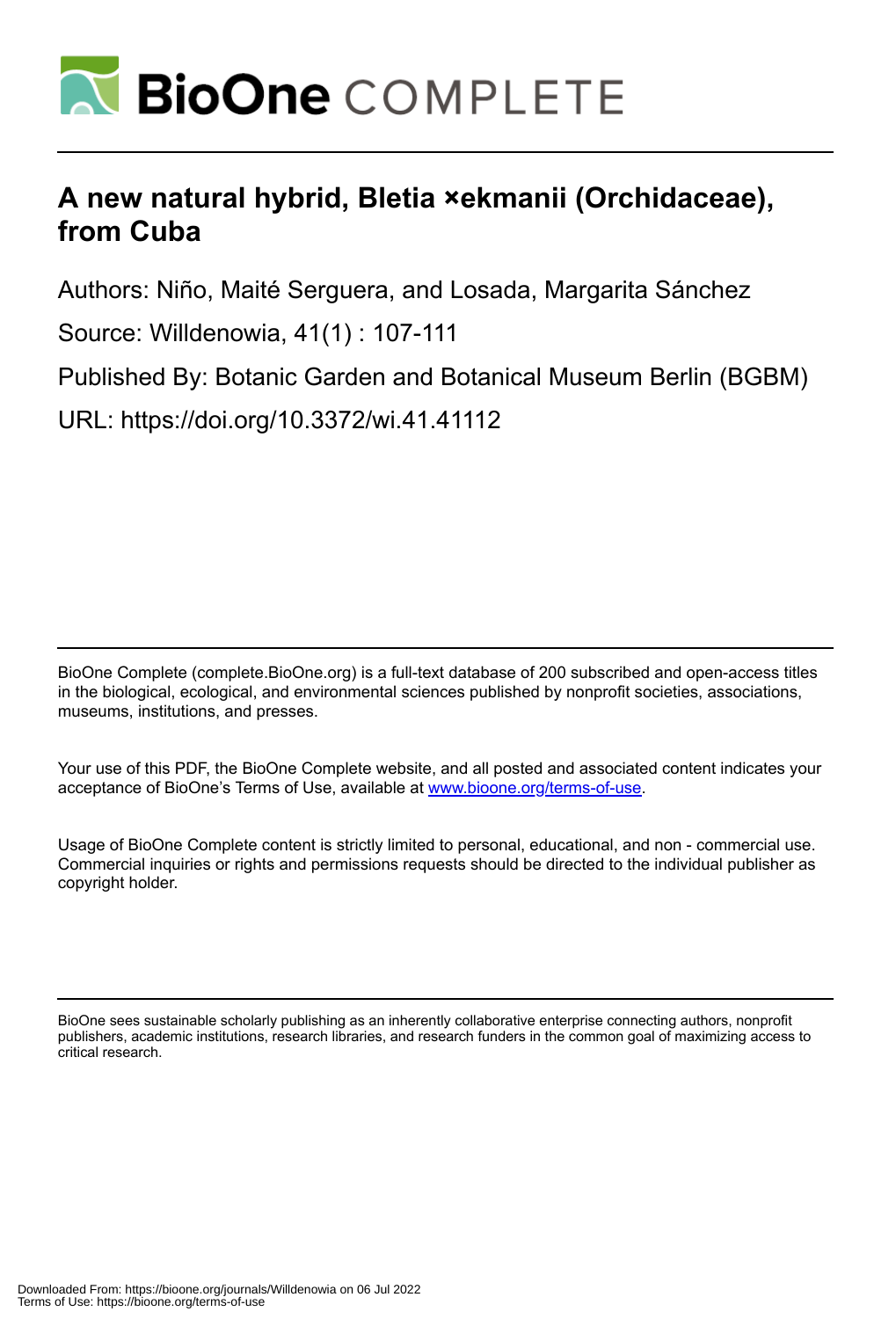# A new natural hybrid, Bletia ×ekmanii (Orchidaceae), from Cuba

Authors: Niño, Maité Serguera, and Losada, Margarita Sánchez

Source: Willdenowia, 41(1) : 107-111

Published By: Botanic Garden and Botanical Museum Berlin (BGBM)

URL: https://doi.org/10.3372/wi.41.41112

BioOne Complete (complete.BioOne.org) is a full-text database of 200 subscribed and open-access titles in the biological, ecological, and environmental sciences published by nonprofit societies, associations, museums, institutions, and presses.

Your use of this PDF, the BioOne Complete website, and all posted and associated content indicates your acceptance of BioOne's Terms of Use, available at www.bioone.org/terms-of-use.

Usage of BioOne Complete content is strictly limited to personal, educational, and non - commercial use. Commercial inquiries or rights and permissions requests should be directed to the individual publisher as copyright holder.

BioOne sees sustainable scholarly publishing as an inherently collaborative enterprise connecting authors, nonprofit publishers, academic institutions, research libraries, and research funders in the common goal of maximizing access to critical research.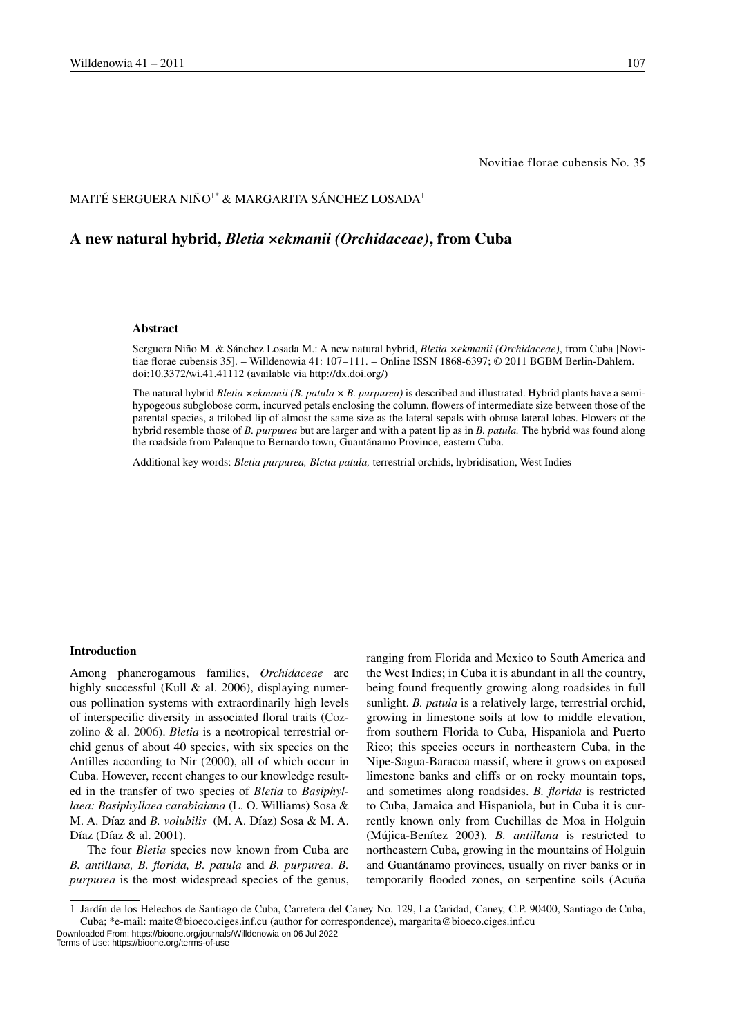Novitiae florae cubensis No. 35

MAITÉ SERGUERA NIÑO[1*] & MARGARITA SÁNCHEZ LOSADA[1]

# A new natural hybrid, *Bletia ×ekmanii (Orchidaceae)*, from Cuba

### Abstract

Serguera Niño M. & Sánchez Losada M.: A new natural hybrid, *Bletia ×ekmanii (Orchidaceae)*, from Cuba [Novitiae florae cubensis 35]. – Willdenowia 41: 107–111. – Online ISSN 1868-6397; © 2011 BGBM Berlin-Dahlem. doi:10.3372/wi.41.41112 (available via http://dx.doi.org/)

The natural hybrid *Bletia ×ekmanii (B. patula × B. purpurea)* is described and illustrated. Hybrid plants have a semi-hypogeous subglobose corm, incurved petals enclosing the column, flowers of intermediate size between those of the parental species, a trilobed lip of almost the same size as the lateral sepals with obtuse lateral lobes. Flowers of the hybrid resemble those of *B. purpurea* but are larger and with a patent lip as in *B. patula.* The hybrid was found along the roadside from Palenque to Bernardo town, Guantánamo Province, eastern Cuba.

Additional key words: *Bletia purpurea, Bletia patula,* terrestrial orchids, hybridisation, West Indies

### Introduction

Among phanerogamous families, *Orchidaceae* are highly successful (Kull & al. 2006), displaying numerous pollination systems with extraordinarily high levels of interspecific diversity in associated floral traits (Cozzolino & al. 2006). *Bletia* is a neotropical terrestrial orchid genus of about 40 species, with six species on the Antilles according to Nir (2000), all of which occur in Cuba. However, recent changes to our knowledge resulted in the transfer of two species of *Bletia* to *Basiphyllaea: Basiphyllaea carabiaiana* (L. O. Williams) Sosa & M. A. Díaz and *B. volubilis* (M. A. Díaz) Sosa & M. A. Díaz (Díaz & al. 2001).

The four *Bletia* species now known from Cuba are *B. antillana, B. florida, B. patula* and *B. purpurea*. *B. purpurea* is the most widespread species of the genus, ranging from Florida and Mexico to South America and the West Indies; in Cuba it is abundant in all the country, being found frequently growing along roadsides in full sunlight. *B. patula* is a relatively large, terrestrial orchid, growing in limestone soils at low to middle elevation, from southern Florida to Cuba, Hispaniola and Puerto Rico; this species occurs in northeastern Cuba, in the Nipe-Sagua-Baracoa massif, where it grows on exposed limestone banks and cliffs or on rocky mountain tops, and sometimes along roadsides. *B. florida* is restricted to Cuba, Jamaica and Hispaniola, but in Cuba it is currently known only from Cuchillas de Moa in Holguin (Mújica-Benítez 2003). *B. antillana* is restricted to northeastern Cuba, growing in the mountains of Holguin and Guantánamo provinces, usually on river banks or in temporarily flooded zones, on serpentine soils (Acuña

1 Jardín de los Helechos de Santiago de Cuba, Carretera del Caney No. 129, La Caridad, Caney, C.P. 90400, Santiago de Cuba, Cuba; *e-mail: maite@bioeco.ciges.inf.cu (author for correspondence), margarita@bioeco.ciges.inf.cu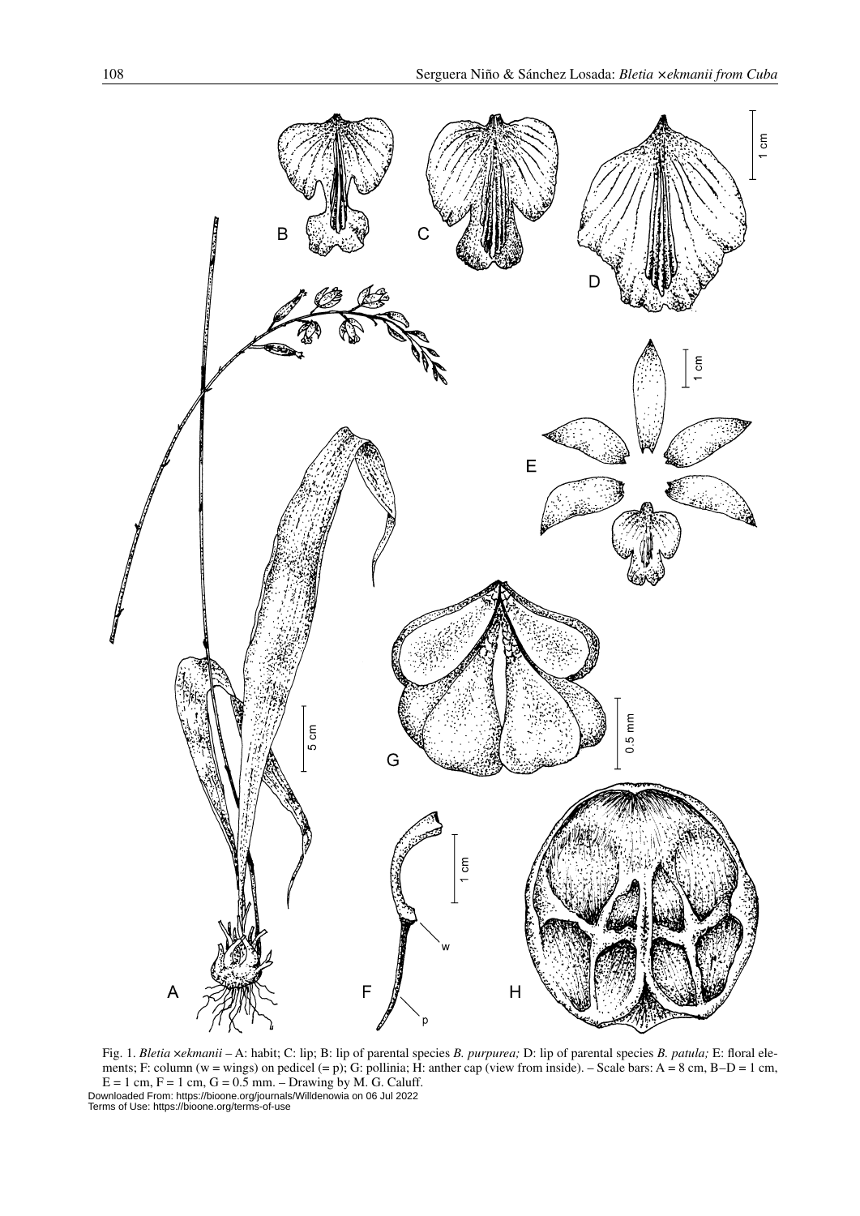Fig. 1. *Bletia* ×*ekmanii* – A: habit; C: lip; B: lip of parental species *B. purpurea;* D: lip of parental species *B. patula;* E: floral elements; F: column (w = wings) on pedicel (= p); G: pollinia; H: anther cap (view from inside). – Scale bars: A = 8 cm, B–D = 1 cm, E = 1 cm, F = 1 cm, G = 0.5 mm. – Drawing by M. G. Caluff.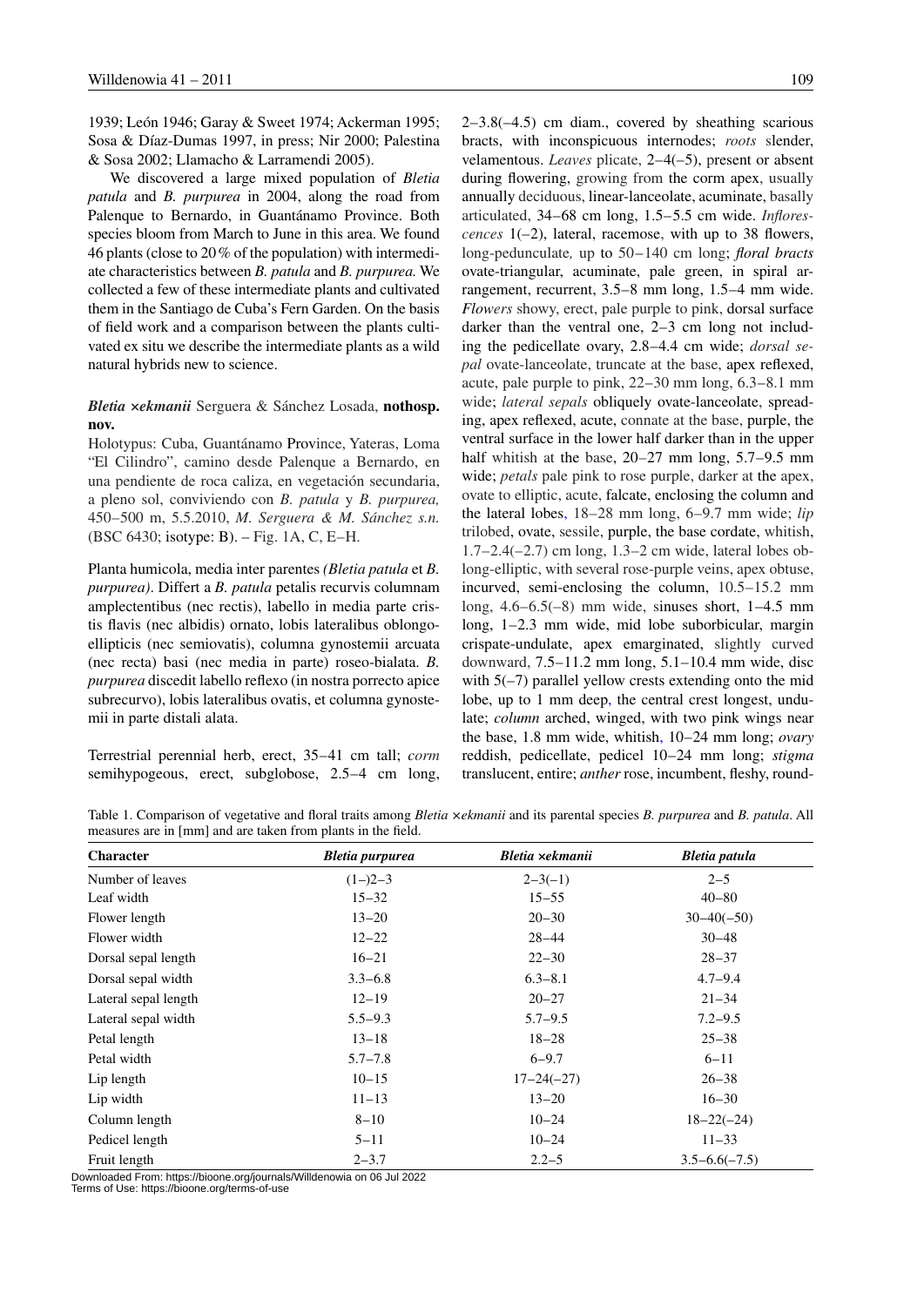1939; León 1946; Garay & Sweet 1974; Ackerman 1995; Sosa & Díaz-Dumas 1997, in press; Nir 2000; Palestina & Sosa 2002; Llamacho & Larramendi 2005).

We discovered a large mixed population of *Bletia patula* and *B. purpurea* in 2004, along the road from Palenque to Bernardo, in Guantánamo Province. Both species bloom from March to June in this area. We found 46 plants (close to 20 % of the population) with intermediate characteristics between *B. patula* and *B. purpurea.* We collected a few of these intermediate plants and cultivated them in the Santiago de Cuba's Fern Garden. On the basis of field work and a comparison between the plants cultivated ex situ we describe the intermediate plants as a wild natural hybrids new to science.

***Bletia ×ekmanii*** Serguera & Sánchez Losada, **nothosp. nov.**

Holotypus: Cuba, Guantánamo Province, Yateras, Loma "El Cilindro", camino desde Palenque a Bernardo, en una pendiente de roca caliza, en vegetación secundaria, a pleno sol, conviviendo con *B. patula* y *B. purpurea,* 450–500 m, 5.5.2010, *M. Serguera & M. Sánchez s.n.* (BSC 6430; isotype: B). – Fig. 1A, C, E–H.

Planta humicola, media inter parentes *(Bletia patula* et *B. purpurea)*. Differt a *B. patula* petalis recurvis columnam amplectentibus (nec rectis), labello in media parte cristis flavis (nec albidis) ornato, lobis lateralibus oblongo-ellipticis (nec semiovatis), columna gynostemii arcuata (nec recta) basi (nec media in parte) roseo-bialata. *B. purpurea* discedit labello reflexo (in nostra porrecto apice subrecurvo), lobis lateralibus ovatis, et columna gynostemii in parte distali alata.

Terrestrial perennial herb, erect, 35–41 cm tall; *corm* semihypogeous, erect, subglobose, 2.5–4 cm long, 2–3.8(–4.5) cm diam., covered by sheathing scarious bracts, with inconspicuous internodes; *roots* slender, velamentous. *Leaves* plicate, 2–4(–5), present or absent during flowering, growing from the corm apex, usually annually deciduous, linear-lanceolate, acuminate, basally articulated, 34–68 cm long, 1.5–5.5 cm wide. *Inflorescences* 1(–2), lateral, racemose, with up to 38 flowers, long-pedunculate*,* up to 50–140 cm long; ***floral bracts*** ovate-triangular, acuminate, pale green, in spiral arrangement, recurrent, 3.5–8 mm long, 1.5–4 mm wide. *Flowers* showy, erect, pale purple to pink, dorsal surface darker than the ventral one, 2–3 cm long not including the pedicellate ovary, 2.8–4.4 cm wide; *dorsal sepal* ovate-lanceolate, truncate at the base, apex reflexed, acute, pale purple to pink, 22–30 mm long, 6.3–8.1 mm wide; *lateral sepals* obliquely ovate-lanceolate, spreading, apex reflexed, acute, connate at the base, purple, the ventral surface in the lower half darker than in the upper half whitish at the base, 20–27 mm long, 5.7–9.5 mm wide; *petals* pale pink to rose purple, darker at the apex, ovate to elliptic, acute, falcate, enclosing the column and the lateral lobes, 18–28 mm long, 6–9.7 mm wide; *lip* trilobed, ovate, sessile, purple, the base cordate, whitish, 1.7–2.4(–2.7) cm long, 1.3–2 cm wide, lateral lobes oblong-elliptic, with several rose-purple veins, apex obtuse, incurved, semi-enclosing the column, 10.5–15.2 mm long, 4.6–6.5(–8) mm wide, sinuses short, 1–4.5 mm long, 1–2.3 mm wide, mid lobe suborbicular, margin crispate-undulate, apex emarginated, slightly curved downward, 7.5–11.2 mm long, 5.1–10.4 mm wide, disc with 5(–7) parallel yellow crests extending onto the mid lobe, up to 1 mm deep, the central crest longest, undulate; *column* arched, winged, with two pink wings near the base, 1.8 mm wide, whitish, 10–24 mm long; *ovary* reddish, pedicellate, pedicel 10–24 mm long; *stigma* translucent, entire; *anther* rose, incumbent, fleshy, round-

Table 1. Comparison of vegetative and floral traits among *Bletia ×ekmanii* and its parental species *B. purpurea* and *B. patula*. All measures are in [mm] and are taken from plants in the field.

| Character | *Bletia purpurea* | *Bletia ×ekmanii* | *Bletia patula* |
|---|---|---|---|
| Number of leaves | (1–)2–3 | 2–3(–1) | 2–5 |
| Leaf width | 15–32 | 15–55 | 40–80 |
| Flower length | 13–20 | 20–30 | 30–40(–50) |
| Flower width | 12–22 | 28–44 | 30–48 |
| Dorsal sepal length | 16–21 | 22–30 | 28–37 |
| Dorsal sepal width | 3.3–6.8 | 6.3–8.1 | 4.7–9.4 |
| Lateral sepal length | 12–19 | 20–27 | 21–34 |
| Lateral sepal width | 5.5–9.3 | 5.7–9.5 | 7.2–9.5 |
| Petal length | 13–18 | 18–28 | 25–38 |
| Petal width | 5.7–7.8 | 6–9.7 | 6–11 |
| Lip length | 10–15 | 17–24(–27) | 26–38 |
| Lip width | 11–13 | 13–20 | 16–30 |
| Column length | 8–10 | 10–24 | 18–22(–24) |
| Pedicel length | 5–11 | 10–24 | 11–33 |
| Fruit length | 2–3.7 | 2.2–5 | 3.5–6.6(–7.5) |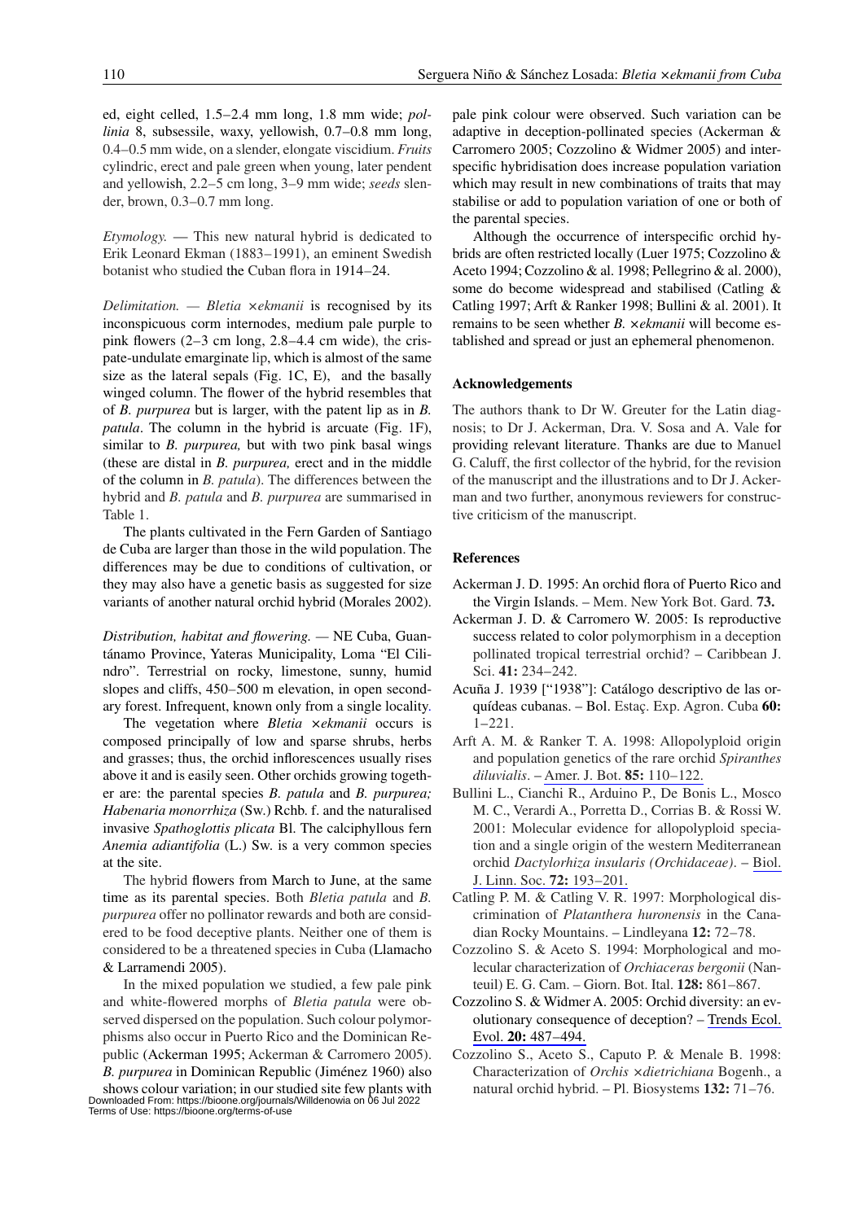ed, eight celled, 1.5–2.4 mm long, 1.8 mm wide; *pollinia* 8, subsessile, waxy, yellowish, 0.7–0.8 mm long, 0.4–0.5 mm wide, on a slender, elongate viscidium. *Fruits* cylindric, erect and pale green when young, later pendent and yellowish, 2.2–5 cm long, 3–9 mm wide; *seeds* slender, brown, 0.3–0.7 mm long.

*Etymology.* — This new natural hybrid is dedicated to Erik Leonard Ekman (1883–1991), an eminent Swedish botanist who studied the Cuban flora in 1914–24.

*Delimitation. — Bletia ×ekmanii* is recognised by its inconspicuous corm internodes, medium pale purple to pink flowers (2–3 cm long, 2.8–4.4 cm wide), the crispate-undulate emarginate lip, which is almost of the same size as the lateral sepals (Fig. 1C, E), and the basally winged column. The flower of the hybrid resembles that of *B. purpurea* but is larger, with the patent lip as in *B. patula*. The column in the hybrid is arcuate (Fig. 1F), similar to *B. purpurea,* but with two pink basal wings (these are distal in *B. purpurea,* erect and in the middle of the column in *B. patula*). The differences between the hybrid and *B. patula* and *B. purpurea* are summarised in Table 1.

The plants cultivated in the Fern Garden of Santiago de Cuba are larger than those in the wild population. The differences may be due to conditions of cultivation, or they may also have a genetic basis as suggested for size variants of another natural orchid hybrid (Morales 2002).

*Distribution, habitat and flowering.* — NE Cuba, Guantánamo Province, Yateras Municipality, Loma "El Cilindro". Terrestrial on rocky, limestone, sunny, humid slopes and cliffs, 450–500 m elevation, in open secondary forest. Infrequent, known only from a single locality.

The vegetation where *Bletia ×ekmanii* occurs is composed principally of low and sparse shrubs, herbs and grasses; thus, the orchid inflorescences usually rises above it and is easily seen. Other orchids growing together are: the parental species *B. patula* and *B. purpurea; Habenaria monorrhiza* (Sw.) Rchb. f. and the naturalised invasive *Spathoglottis plicata* Bl. The calciphyllous fern *Anemia adiantifolia* (L.) Sw. is a very common species at the site.

The hybrid flowers from March to June, at the same time as its parental species. Both *Bletia patula* and *B. purpurea* offer no pollinator rewards and both are considered to be food deceptive plants. Neither one of them is considered to be a threatened species in Cuba (Llamacho & Larramendi 2005).

In the mixed population we studied, a few pale pink and white-flowered morphs of *Bletia patula* were observed dispersed on the population. Such colour polymorphisms also occur in Puerto Rico and the Dominican Republic (Ackerman 1995; Ackerman & Carromero 2005). *B. purpurea* in Dominican Republic (Jiménez 1960) also shows colour variation; in our studied site few plants with pale pink colour were observed. Such variation can be adaptive in deception-pollinated species (Ackerman & Carromero 2005; Cozzolino & Widmer 2005) and interspecific hybridisation does increase population variation which may result in new combinations of traits that may stabilise or add to population variation of one or both of the parental species.

Although the occurrence of interspecific orchid hybrids are often restricted locally (Luer 1975; Cozzolino & Aceto 1994; Cozzolino & al. 1998; Pellegrino & al. 2000), some do become widespread and stabilised (Catling & Catling 1997; Arft & Ranker 1998; Bullini & al. 2001). It remains to be seen whether *B. ×ekmanii* will become established and spread or just an ephemeral phenomenon.

## Acknowledgements

The authors thank to Dr W. Greuter for the Latin diagnosis; to Dr J. Ackerman, Dra. V. Sosa and A. Vale for providing relevant literature. Thanks are due to Manuel G. Caluff, the first collector of the hybrid, for the revision of the manuscript and the illustrations and to Dr J. Ackerman and two further, anonymous reviewers for constructive criticism of the manuscript.

## References

- Ackerman J. D. 1995: An orchid flora of Puerto Rico and the Virgin Islands. – Mem. New York Bot. Gard. **73.**
- Ackerman J. D. & Carromero W. 2005: Is reproductive success related to color polymorphism in a deception pollinated tropical terrestrial orchid? – Caribbean J. Sci. **41:** 234–242.
- Acuña J. 1939 ["1938"]: Catálogo descriptivo de las orquídeas cubanas. – Bol. Estaç. Exp. Agron. Cuba **60:** 1–221.
- Arft A. M. & Ranker T. A. 1998: Allopolyploid origin and population genetics of the rare orchid *Spiranthes diluvialis*. – Amer. J. Bot. **85:** 110–122.
- Bullini L., Cianchi R., Arduino P., De Bonis L., Mosco M. C., Verardi A., Porretta D., Corrias B. & Rossi W. 2001: Molecular evidence for allopolyploid speciation and a single origin of the western Mediterranean orchid *Dactylorhiza insularis (Orchidaceae)*. – Biol. J. Linn. Soc. **72:** 193–201.
- Catling P. M. & Catling V. R. 1997: Morphological discrimination of *Platanthera huronensis* in the Canadian Rocky Mountains. – Lindleyana **12:** 72–78.
- Cozzolino S. & Aceto S. 1994: Morphological and molecular characterization of *Orchiaceras bergonii* (Nanteuil) E. G. Cam. – Giorn. Bot. Ital. **128:** 861–867.
- Cozzolino S. & Widmer A. 2005: Orchid diversity: an evolutionary consequence of deception? – Trends Ecol. Evol. **20:** 487–494.
- Cozzolino S., Aceto S., Caputo P. & Menale B. 1998: Characterization of *Orchis ×dietrichiana* Bogenh., a natural orchid hybrid. – Pl. Biosystems **132:** 71–76.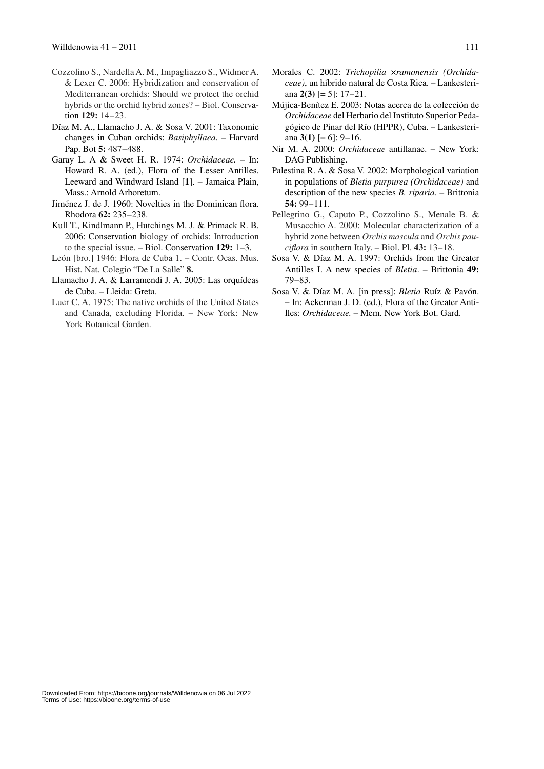Cozzolino S., Nardella A. M., Impagliazzo S., Widmer A. & Lexer C. 2006: Hybridization and conservation of Mediterranean orchids: Should we protect the orchid hybrids or the orchid hybrid zones? – Biol. Conservation **129:** 14–23.

Díaz M. A., Llamacho J. A. & Sosa V. 2001: Taxonomic changes in Cuban orchids: *Basiphyllaea*. – Harvard Pap. Bot **5:** 487–488.

Garay L. A & Sweet H. R. 1974: *Orchidaceae.* – In: Howard R. A. (ed.), Flora of the Lesser Antilles. Leeward and Windward Island [**1**]. – Jamaica Plain, Mass.: Arnold Arboretum.

Jiménez J. de J. 1960: Novelties in the Dominican flora. Rhodora **62:** 235–238.

Kull T., Kindlmann P., Hutchings M. J. & Primack R. B. 2006: Conservation biology of orchids: Introduction to the special issue. – Biol. Conservation **129:** 1–3.

León [bro.] 1946: Flora de Cuba 1. – Contr. Ocas. Mus. Hist. Nat. Colegio "De La Salle" **8.**

Llamacho J. A. & Larramendi J. A. 2005: Las orquídeas de Cuba. – Lleida: Greta.

Luer C. A. 1975: The native orchids of the United States and Canada, excluding Florida. – New York: New York Botanical Garden.

Morales C. 2002: *Trichopilia ×ramonensis (Orchidaceae)*, un híbrido natural de Costa Rica. – Lankesteriana **2(3)** [= 5]: 17–21.

Mújica-Benítez E. 2003: Notas acerca de la colección de *Orchidaceae* del Herbario del Instituto Superior Pedagógico de Pinar del Río (HPPR), Cuba. – Lankesteriana **3(1)** [= 6]: 9–16.

Nir M. A. 2000: *Orchidaceae* antillanae. – New York: DAG Publishing.

Palestina R. A. & Sosa V. 2002: Morphological variation in populations of *Bletia purpurea (Orchidaceae)* and description of the new species *B. riparia*. – Brittonia **54:** 99–111.

Pellegrino G., Caputo P., Cozzolino S., Menale B. & Musacchio A. 2000: Molecular characterization of a hybrid zone between *Orchis mascula* and *Orchis pauciflora* in southern Italy. – Biol. Pl. **43:** 13–18.

Sosa V. & Díaz M. A. 1997: Orchids from the Greater Antilles I. A new species of *Bletia*. – Brittonia **49:** 79–83.

Sosa V. & Díaz M. A. [in press]: *Bletia* Ruíz & Pavón. – In: Ackerman J. D. (ed.), Flora of the Greater Antilles: *Orchidaceae.* – Mem. New York Bot. Gard.